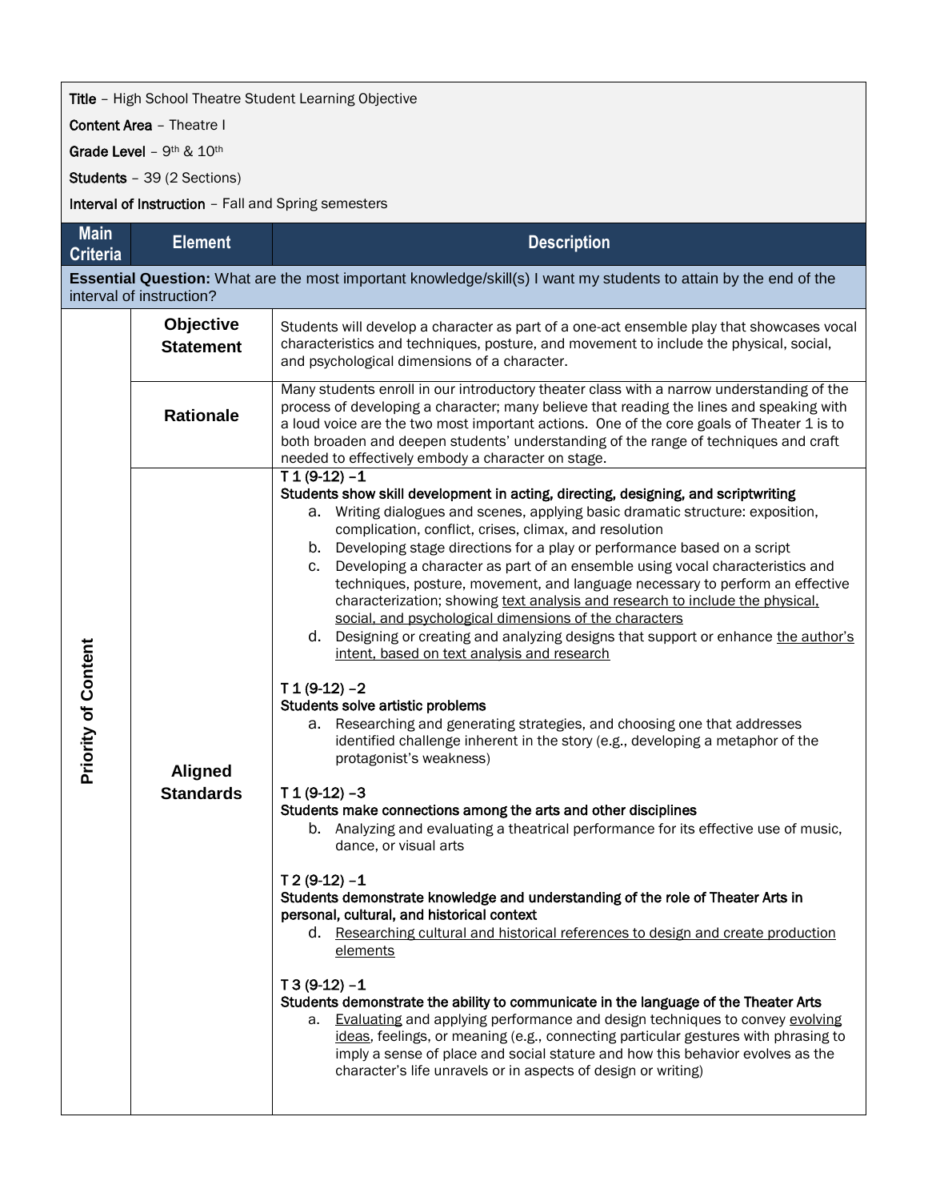**Title** – High School Theatre Student Learning Objective

**Content Area** – Theatre I

**Grade Level** – 9th & 10th

**Students** – 39 (2 Sections)

**Interval of Instruction** – Fall and Spring semesters

| Main Criteria | Element | Description |
|---|---|---|
| **Essential Question:** What are the most important knowledge/skill(s) I want my students to attain by the end of the interval of instruction? | | |
| Priority of Content | **Objective Statement** | Students will develop a character as part of a one-act ensemble play that showcases vocal characteristics and techniques, posture, and movement to include the physical, social, and psychological dimensions of a character. |
| | **Rationale** | Many students enroll in our introductory theater class with a narrow understanding of the process of developing a character; many believe that reading the lines and speaking with a loud voice are the two most important actions. One of the core goals of Theater 1 is to both broaden and deepen students' understanding of the range of techniques and craft needed to effectively embody a character on stage. |
| | **Aligned Standards** | **T 1 (9-12) –1**<br>**Students show skill development in acting, directing, designing, and scriptwriting**<br>a. Writing dialogues and scenes, applying basic dramatic structure: exposition, complication, conflict, crises, climax, and resolution<br>b. Developing stage directions for a play or performance based on a script<br>c. Developing a character as part of an ensemble using vocal characteristics and techniques, posture, movement, and language necessary to perform an effective characterization; showing <u>text analysis and research to include the physical, social, and psychological dimensions of the characters</u><br>d. Designing or creating and analyzing designs that support or enhance <u>the author's intent, based on text analysis and research</u><br><br>**T 1 (9-12) –2**<br>**Students solve artistic problems**<br>a. Researching and generating strategies, and choosing one that addresses identified challenge inherent in the story (e.g., developing a metaphor of the protagonist's weakness)<br><br>**T 1 (9-12) –3**<br>**Students make connections among the arts and other disciplines**<br>b. Analyzing and evaluating a theatrical performance for its effective use of music, dance, or visual arts<br><br>**T 2 (9-12) –1**<br>**Students demonstrate knowledge and understanding of the role of Theater Arts in personal, cultural, and historical context**<br>d. <u>Researching cultural and historical references to design and create production elements</u><br><br>**T 3 (9-12) –1**<br>**Students demonstrate the ability to communicate in the language of the Theater Arts**<br>a. <u>Evaluating</u> and applying performance and design techniques to convey <u>evolving ideas</u>, feelings, or meaning (e.g., connecting particular gestures with phrasing to imply a sense of place and social stature and how this behavior evolves as the character's life unravels or in aspects of design or writing) |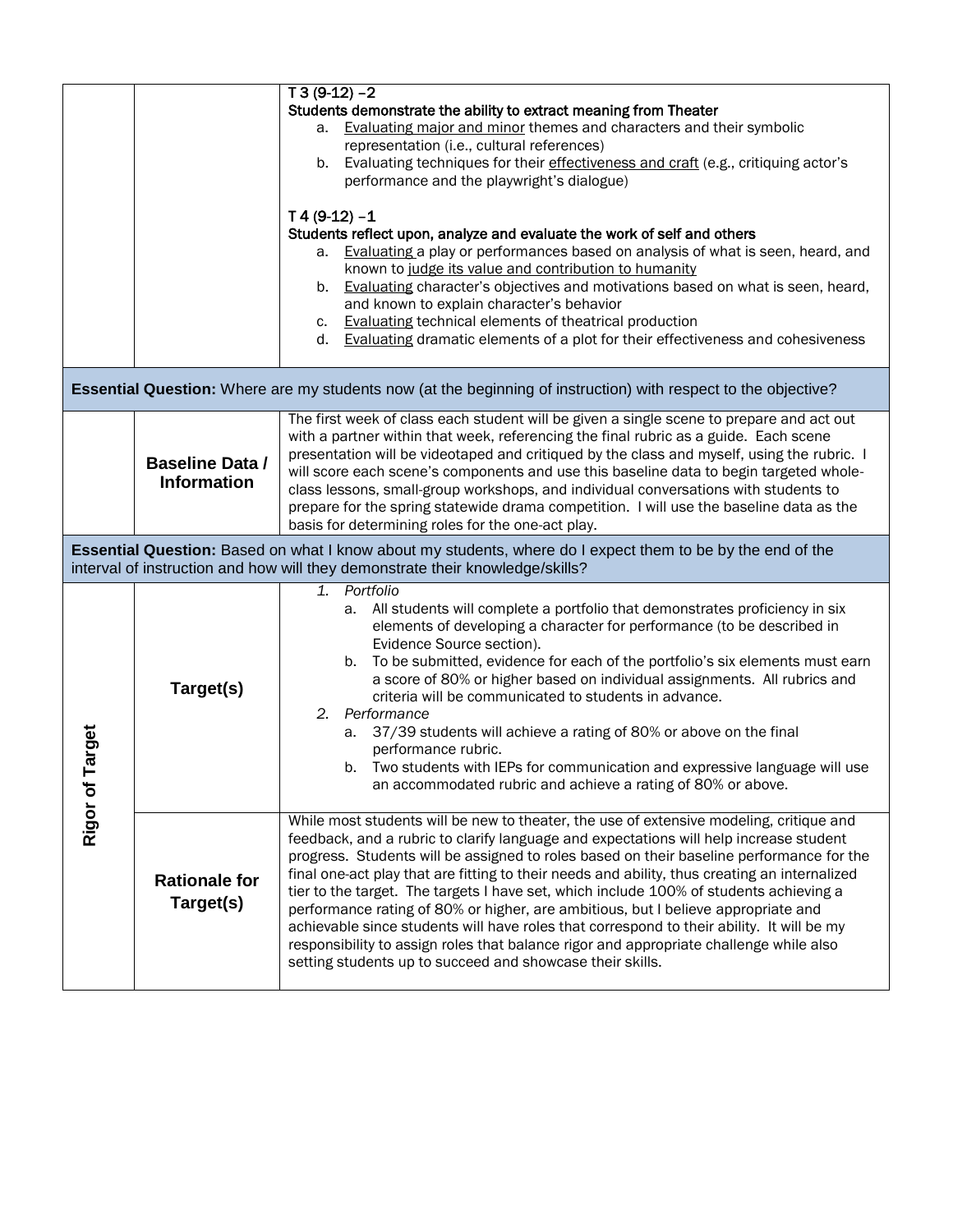| | | |
|---|---|---|
| | | **T 3 (9-12) –2**<br>**Students demonstrate the ability to extract meaning from Theater**<br>a. Evaluating major and minor themes and characters and their symbolic representation (i.e., cultural references)<br>b. Evaluating techniques for their effectiveness and craft (e.g., critiquing actor's performance and the playwright's dialogue)<br><br>**T 4 (9-12) –1**<br>**Students reflect upon, analyze and evaluate the work of self and others**<br>a. Evaluating a play or performances based on analysis of what is seen, heard, and known to judge its value and contribution to humanity<br>b. Evaluating character's objectives and motivations based on what is seen, heard, and known to explain character's behavior<br>c. Evaluating technical elements of theatrical production<br>d. Evaluating dramatic elements of a plot for their effectiveness and cohesiveness |
| **Essential Question:** Where are my students now (at the beginning of instruction) with respect to the objective? | | |
| | **Baseline Data / Information** | The first week of class each student will be given a single scene to prepare and act out with a partner within that week, referencing the final rubric as a guide. Each scene presentation will be videotaped and critiqued by the class and myself, using the rubric. I will score each scene's components and use this baseline data to begin targeted whole-class lessons, small-group workshops, and individual conversations with students to prepare for the spring statewide drama competition. I will use the baseline data as the basis for determining roles for the one-act play. |
| **Essential Question:** Based on what I know about my students, where do I expect them to be by the end of the interval of instruction and how will they demonstrate their knowledge/skills? | | |
| **Rigor of Target** | **Target(s)** | 1. *Portfolio*<br>a. All students will complete a portfolio that demonstrates proficiency in six elements of developing a character for performance (to be described in Evidence Source section).<br>b. To be submitted, evidence for each of the portfolio's six elements must earn a score of 80% or higher based on individual assignments. All rubrics and criteria will be communicated to students in advance.<br>2. *Performance*<br>a. 37/39 students will achieve a rating of 80% or above on the final performance rubric.<br>b. Two students with IEPs for communication and expressive language will use an accommodated rubric and achieve a rating of 80% or above. |
| | **Rationale for Target(s)** | While most students will be new to theater, the use of extensive modeling, critique and feedback, and a rubric to clarify language and expectations will help increase student progress. Students will be assigned to roles based on their baseline performance for the final one-act play that are fitting to their needs and ability, thus creating an internalized tier to the target. The targets I have set, which include 100% of students achieving a performance rating of 80% or higher, are ambitious, but I believe appropriate and achievable since students will have roles that correspond to their ability. It will be my responsibility to assign roles that balance rigor and appropriate challenge while also setting students up to succeed and showcase their skills. |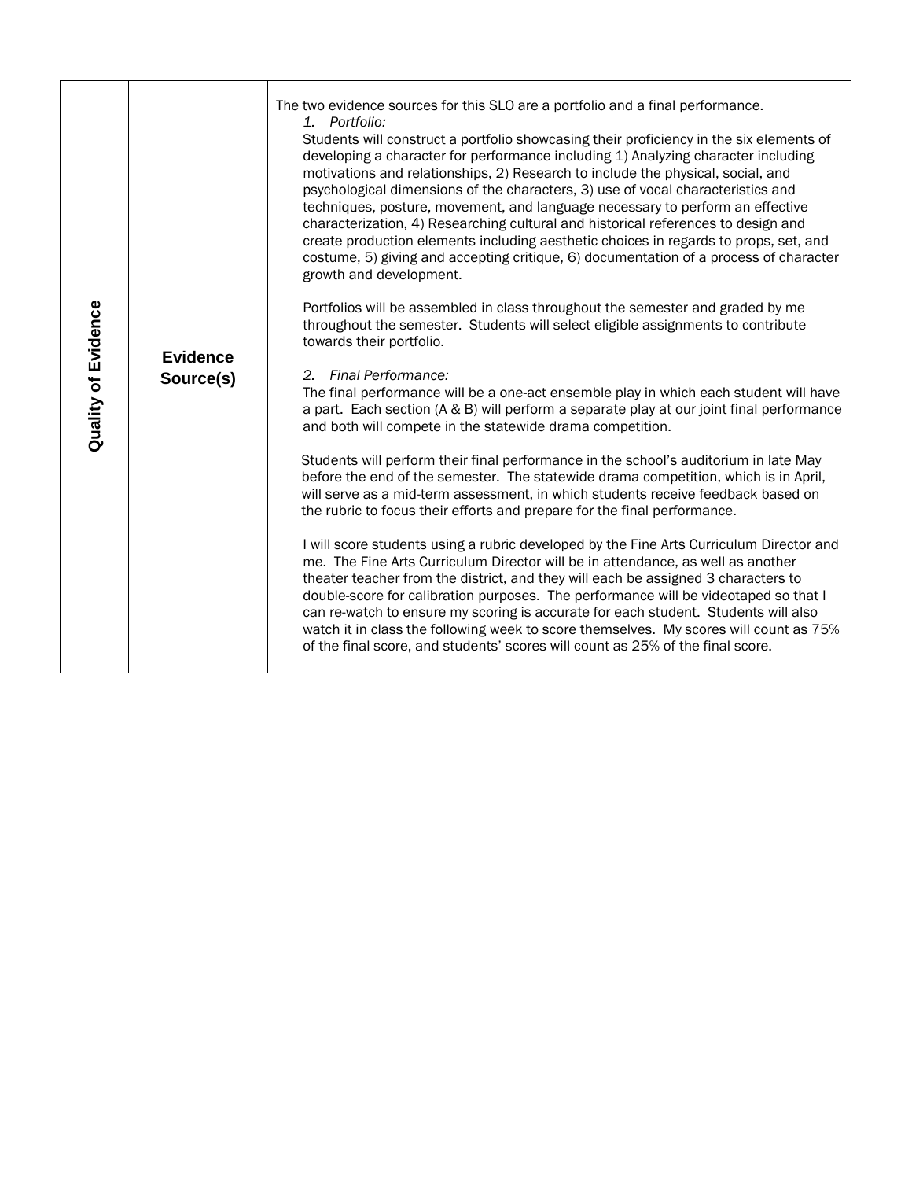| | | |
|---|---|---|
| **Quality of Evidence** | **Evidence Source(s)** | The two evidence sources for this SLO are a portfolio and a final performance.<br>1. *Portfolio:*<br>Students will construct a portfolio showcasing their proficiency in the six elements of developing a character for performance including 1) Analyzing character including motivations and relationships, 2) Research to include the physical, social, and psychological dimensions of the characters, 3) use of vocal characteristics and techniques, posture, movement, and language necessary to perform an effective characterization, 4) Researching cultural and historical references to design and create production elements including aesthetic choices in regards to props, set, and costume, 5) giving and accepting critique, 6) documentation of a process of character growth and development.<br><br>Portfolios will be assembled in class throughout the semester and graded by me throughout the semester. Students will select eligible assignments to contribute towards their portfolio.<br><br>2. *Final Performance:*<br>The final performance will be a one-act ensemble play in which each student will have a part. Each section (A & B) will perform a separate play at our joint final performance and both will compete in the statewide drama competition.<br><br>Students will perform their final performance in the school's auditorium in late May before the end of the semester. The statewide drama competition, which is in April, will serve as a mid-term assessment, in which students receive feedback based on the rubric to focus their efforts and prepare for the final performance.<br><br>I will score students using a rubric developed by the Fine Arts Curriculum Director and me. The Fine Arts Curriculum Director will be in attendance, as well as another theater teacher from the district, and they will each be assigned 3 characters to double-score for calibration purposes. The performance will be videotaped so that I can re-watch to ensure my scoring is accurate for each student. Students will also watch it in class the following week to score themselves. My scores will count as 75% of the final score, and students' scores will count as 25% of the final score. |